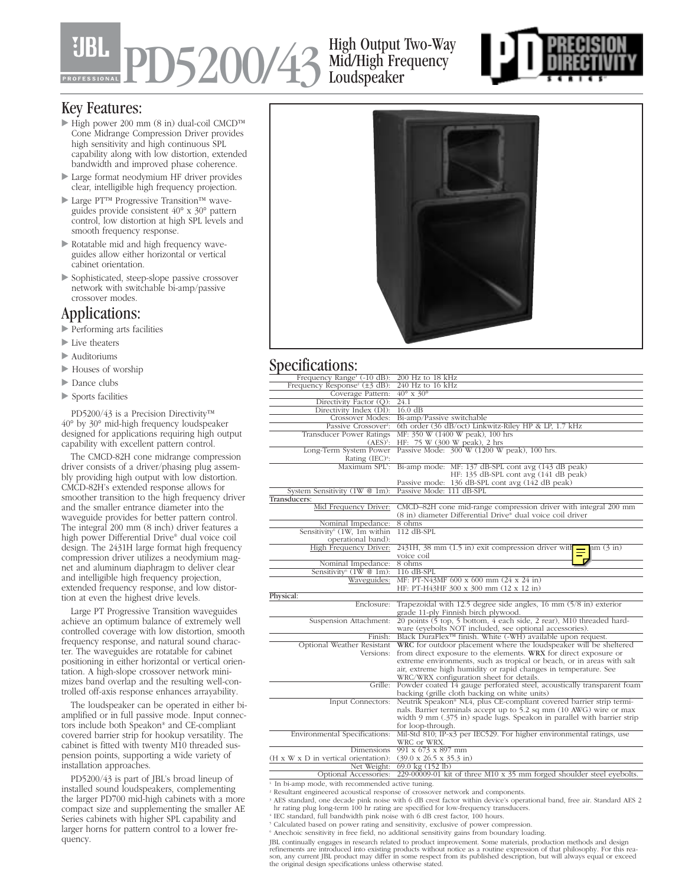# JBL PROFESSIONAL PD5200/43 High Output Two-Way Mid/High Frequency Loudspeaker

PRECISION DIRECTIVITY SERIES

## Key Features:

- High power 200 mm (8 in) dual-coil CMCD™ Cone Midrange Compression Driver provides high sensitivity and high continuous SPL capability along with low distortion, extended bandwidth and improved phase coherence.
- Large format neodymium HF driver provides clear, intelligible high frequency projection.
- Large PT™ Progressive Transition™ waveguides provide consistent 40° x 30° pattern control, low distortion at high SPL levels and smooth frequency response.
- Rotatable mid and high frequency waveguides allow either horizontal or vertical cabinet orientation.
- Sophisticated, steep-slope passive crossover network with switchable bi-amp/passive crossover modes.

## Applications:

- Performing arts facilities
- Live theaters
- Auditoriums
- Houses of worship
- Dance clubs
- Sports facilities

PD5200/43 is a Precision Directivity™ 40° by 30° mid-high frequency loudspeaker designed for applications requiring high output capability with excellent pattern control.

The CMCD-82H cone midrange compression driver consists of a driver/phasing plug assembly providing high output with low distortion. CMCD-82H's extended response allows for smoother transition to the high frequency driver and the smaller entrance diameter into the waveguide provides for better pattern control. The integral 200 mm (8 inch) driver features a high power Differential Drive® dual voice coil design. The 2431H large format high frequency compression driver utilizes a neodymium magnet and aluminum diaphragm to deliver clear and intelligible high frequency projection, extended frequency response, and low distortion at even the highest drive levels.

Large PT Progressive Transition waveguides achieve an optimum balance of extremely well controlled coverage with low distortion, smooth frequency response, and natural sound character. The waveguides are rotatable for cabinet positioning in either horizontal or vertical orientation. A high-slope crossover network minimizes band overlap and the resulting well-controlled off-axis response enhances arrayability.

The loudspeaker can be operated in either bi-amplified or in full passive mode. Input connectors include both Speakon® and CE-compliant covered barrier strip for hookup versatility. The cabinet is fitted with twenty M10 threaded suspension points, supporting a wide variety of installation approaches.

PD5200/43 is part of JBL's broad lineup of installed sound loudspeakers, complementing the larger PD700 mid-high cabinets with a more compact size and supplementing the smaller AE Series cabinets with higher SPL capability and larger horns for pattern control to a lower frequency.

## Specifications:

| | |
|---|---|
| Frequency Range[1] (-10 dB): | 200 Hz to 18 kHz |
| Frequency Response[1] (±3 dB): | 240 Hz to 16 kHz |
| Coverage Pattern: | 40° x 30° |
| Directivity Factor (Q): | 24.1 |
| Directivity Index (DI): | 16.0 dB |
| Crossover Modes: | Bi-amp/Passive switchable |
| Passive Crossover[2]: | 6th order (36 dB/oct) Linkwitz-Riley HP & LP, 1.7 kHz |
| Transducer Power Ratings (AES)[3]: | MF: 350 W (1400 W peak), 100 hrs<br>HF: 75 W (300 W peak), 2 hrs |
| Long-Term System Power Rating (IEC)[4]: | Passive Mode: 300 W (1200 W peak), 100 hrs. |
| Maximum SPL[5]: | Bi-amp mode: MF: 137 dB-SPL cont avg (143 dB peak)<br>HF: 135 dB-SPL cont avg (141 dB peak)<br>Passive mode: 136 dB-SPL cont avg (142 dB peak) |
| System Sensitivity (1W @ 1m): | Passive Mode: 111 dB-SPL |
| **Transducers:** | |
| Mid Frequency Driver: | CMCD–82H cone mid-range compression driver with integral 200 mm (8 in) diameter Differential Drive® dual voice coil driver |
| Nominal Impedance: | 8 ohms |
| Sensitivity[6] (1W, 1m within operational band): | 112 dB-SPL |
| High Frequency Driver: | 2431H, 38 mm (1.5 in) exit compression driver with 75 mm (3 in) voice coil |
| Nominal Impedance: | 8 ohms |
| Sensitivity[6] (1W @ 1m): | 116 dB-SPL |
| Waveguides: | MF: PT-N43MF 600 x 600 mm (24 x 24 in)<br>HF: PT-H43HF 300 x 300 mm (12 x 12 in) |
| **Physical:** | |
| Enclosure: | Trapezoidal with 12.5 degree side angles, 16 mm (5/8 in) exterior grade 11-ply Finnish birch plywood. |
| Suspension Attachment: | 20 points (5 top, 5 bottom, 4 each side, 2 rear), M10 threaded hardware (eyebolts NOT included, see optional accessories). |
| Finish: | Black DuraFlex™ finish. White (-WH) available upon request. |
| Optional Weather Resistant Versions: | **WRC** for outdoor placement where the loudspeaker will be sheltered from direct exposure to the elements. **WRX** for direct exposure or extreme environments, such as tropical or beach, or in areas with salt air, extreme high humidity or rapid changes in temperature. See WRC/WRX configuration sheet for details. |
| Grille: | Powder coated 14 gauge perforated steel, acoustically transparent foam backing (grille cloth backing on white units) |
| Input Connectors: | Neutrik Speakon® NL4, plus CE-compliant covered barrier strip terminals. Barrier terminals accept up to 5.2 sq mm (10 AWG) wire or max width 9 mm (.375 in) spade lugs. Speakon in parallel with barrier strip for loop-through. |
| Environmental Specifications: | Mil-Std 810; IP-x3 per IEC529. For higher environmental ratings, use WRC or WRX. |
| Dimensions (H x W x D in vertical orientation): | 991 x 673 x 897 mm<br>(39.0 x 26.5 x 35.3 in) |
| Net Weight: | 69.0 kg (152 lb) |
| Optional Accessories: | 229-00009-01 kit of three M10 x 35 mm forged shoulder steel eyebolts. |

[1] In bi-amp mode, with recommended active tuning.
[2] Resultant engineered acoustical response of crossover network and components.
[3] AES standard, one decade pink noise with 6 dB crest factor within device's operational band, free air. Standard AES 2 hr rating plug long-term 100 hr rating are specified for low-frequency transducers.
[4] IEC standard, full bandwidth pink noise with 6 dB crest factor, 100 hours.
[5] Calculated based on power rating and sensitivity, exclusive of power compression.
[6] Anechoic sensitivity in free field, no additional sensitivity gains from boundary loading.

JBL continually engages in research related to product improvement. Some materials, production methods and design refinements are introduced into existing products without notice as a routine expression of that philosophy. For this reason, any current JBL product may differ in some respect from its published description, but will always equal or exceed the original design specifications unless otherwise stated.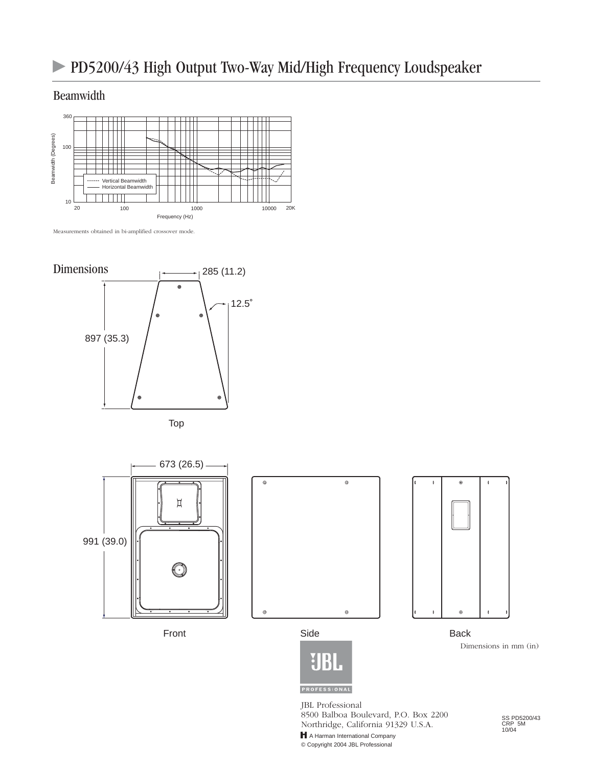# PD5200/43 High Output Two-Way Mid/High Frequency Loudspeaker

## Beamwidth

360
100
10
Beamwidth (Degrees)
20
100
1000
10000
20K
Frequency (Hz)
Vertical Beamwidth
Horizontal Beamwidth

Measurements obtained in bi-amplified crossover mode.

## Dimensions

285 (11.2)
12.5°
897 (35.3)
Top

673 (26.5)
991 (39.0)
Front
Side
Back

Dimensions in mm (in)

JBL PROFESSIONAL

JBL Professional
8500 Balboa Boulevard, P.O. Box 2200
Northridge, California 91329 U.S.A.

A Harman International Company
© Copyright 2004 JBL Professional

SS PD5200/43
CRP 5M
10/04